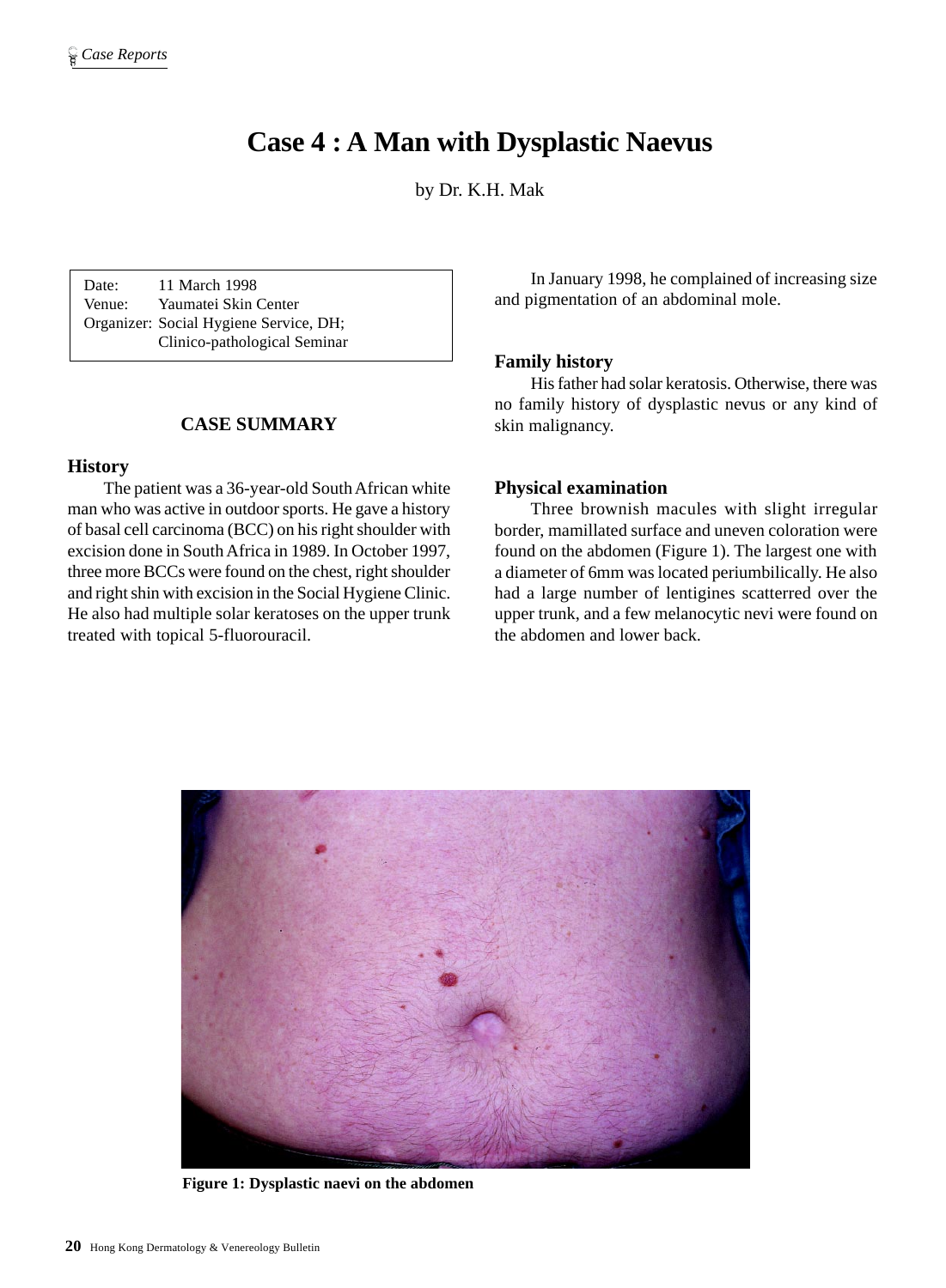# Case 4 : A Man with Dysplastic Naevus

by Dr. K.H. Mak

| | |
|---|---|
| Date: | 11 March 1998 |
| Venue: | Yaumatei Skin Center |
| Organizer: | Social Hygiene Service, DH; Clinico-pathological Seminar |

## CASE SUMMARY

### History

The patient was a 36-year-old South African white man who was active in outdoor sports. He gave a history of basal cell carcinoma (BCC) on his right shoulder with excision done in South Africa in 1989. In October 1997, three more BCCs were found on the chest, right shoulder and right shin with excision in the Social Hygiene Clinic. He also had multiple solar keratoses on the upper trunk treated with topical 5-fluorouracil.

In January 1998, he complained of increasing size and pigmentation of an abdominal mole.

### Family history

His father had solar keratosis. Otherwise, there was no family history of dysplastic nevus or any kind of skin malignancy.

### Physical examination

Three brownish macules with slight irregular border, mamillated surface and uneven coloration were found on the abdomen (Figure 1). The largest one with a diameter of 6mm was located periumbilically. He also had a large number of lentigines scatterred over the upper trunk, and a few melanocytic nevi were found on the abdomen and lower back.

**Figure 1: Dysplastic naevi on the abdomen**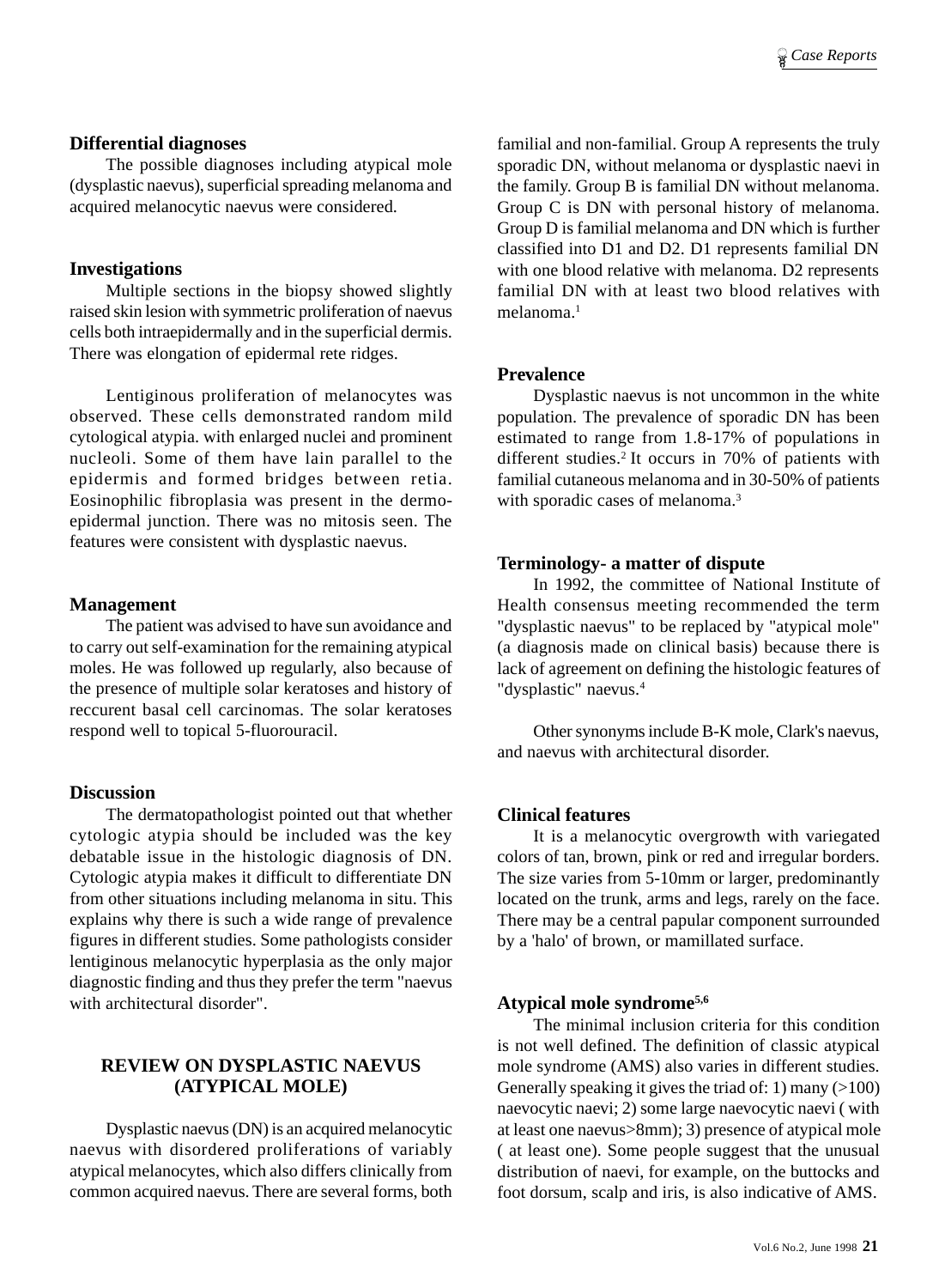### Differential diagnoses

The possible diagnoses including atypical mole (dysplastic naevus), superficial spreading melanoma and acquired melanocytic naevus were considered.

### Investigations

Multiple sections in the biopsy showed slightly raised skin lesion with symmetric proliferation of naevus cells both intraepidermally and in the superficial dermis. There was elongation of epidermal rete ridges.

Lentiginous proliferation of melanocytes was observed. These cells demonstrated random mild cytological atypia. with enlarged nuclei and prominent nucleoli. Some of them have lain parallel to the epidermis and formed bridges between retia. Eosinophilic fibroplasia was present in the dermo-epidermal junction. There was no mitosis seen. The features were consistent with dysplastic naevus.

### Management

The patient was advised to have sun avoidance and to carry out self-examination for the remaining atypical moles. He was followed up regularly, also because of the presence of multiple solar keratoses and history of reccurent basal cell carcinomas. The solar keratoses respond well to topical 5-fluorouracil.

### Discussion

The dermatopathologist pointed out that whether cytologic atypia should be included was the key debatable issue in the histologic diagnosis of DN. Cytologic atypia makes it difficult to differentiate DN from other situations including melanoma in situ. This explains why there is such a wide range of prevalence figures in different studies. Some pathologists consider lentiginous melanocytic hyperplasia as the only major diagnostic finding and thus they prefer the term "naevus with architectural disorder".

## REVIEW ON DYSPLASTIC NAEVUS (ATYPICAL MOLE)

Dysplastic naevus (DN) is an acquired melanocytic naevus with disordered proliferations of variably atypical melanocytes, which also differs clinically from common acquired naevus. There are several forms, both familial and non-familial. Group A represents the truly sporadic DN, without melanoma or dysplastic naevi in the family. Group B is familial DN without melanoma. Group C is DN with personal history of melanoma. Group D is familial melanoma and DN which is further classified into D1 and D2. D1 represents familial DN with one blood relative with melanoma. D2 represents familial DN with at least two blood relatives with melanoma.[1]

### Prevalence

Dysplastic naevus is not uncommon in the white population. The prevalence of sporadic DN has been estimated to range from 1.8-17% of populations in different studies.[2] It occurs in 70% of patients with familial cutaneous melanoma and in 30-50% of patients with sporadic cases of melanoma.[3]

### Terminology- a matter of dispute

In 1992, the committee of National Institute of Health consensus meeting recommended the term "dysplastic naevus" to be replaced by "atypical mole" (a diagnosis made on clinical basis) because there is lack of agreement on defining the histologic features of "dysplastic" naevus.[4]

Other synonyms include B-K mole, Clark's naevus, and naevus with architectural disorder.

### Clinical features

It is a melanocytic overgrowth with variegated colors of tan, brown, pink or red and irregular borders. The size varies from 5-10mm or larger, predominantly located on the trunk, arms and legs, rarely on the face. There may be a central papular component surrounded by a 'halo' of brown, or mamillated surface.

### Atypical mole syndrome[5,6]

The minimal inclusion criteria for this condition is not well defined. The definition of classic atypical mole syndrome (AMS) also varies in different studies. Generally speaking it gives the triad of: 1) many (>100) naevocytic naevi; 2) some large naevocytic naevi ( with at least one naevus>8mm); 3) presence of atypical mole ( at least one). Some people suggest that the unusual distribution of naevi, for example, on the buttocks and foot dorsum, scalp and iris, is also indicative of AMS.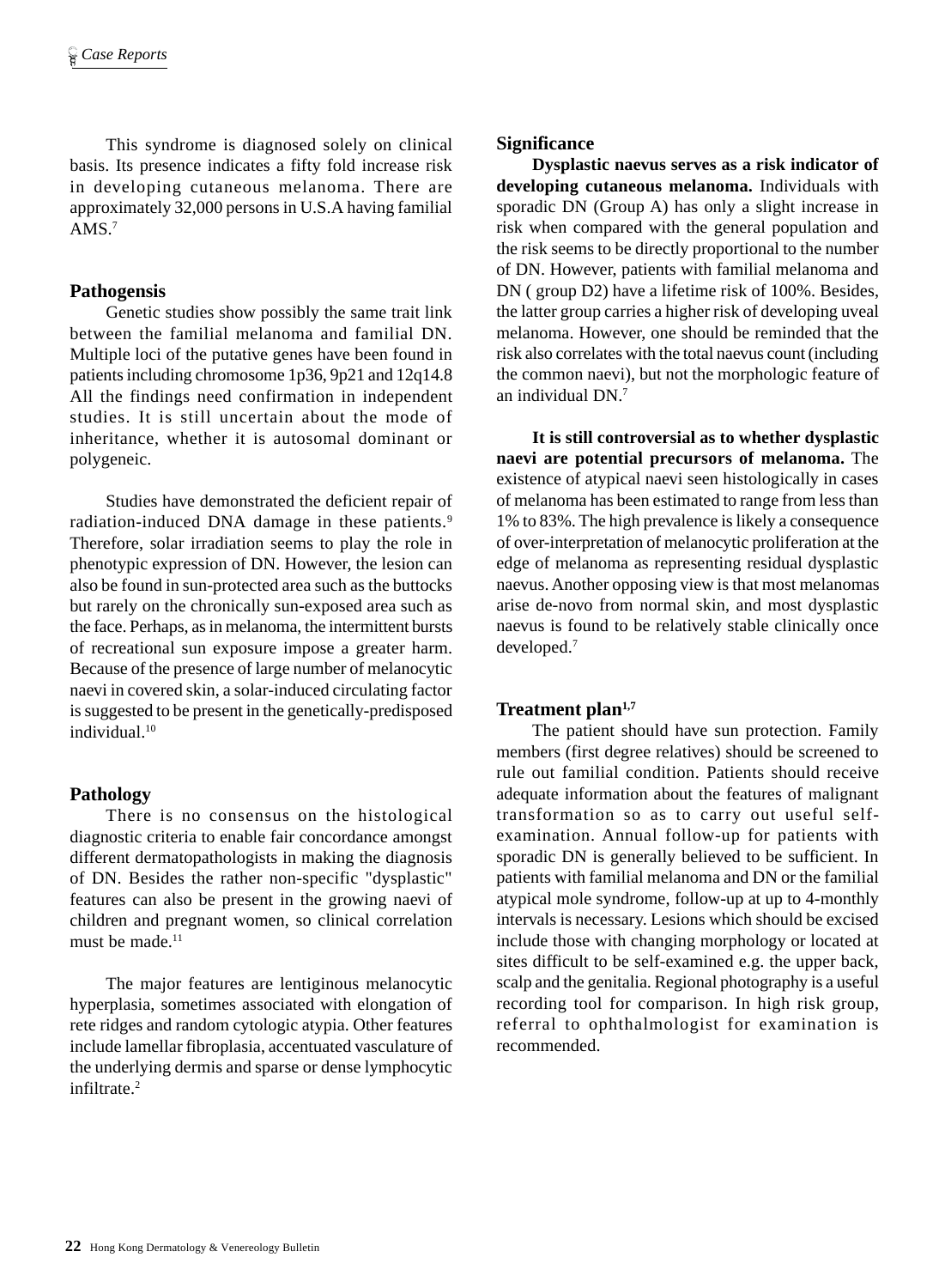This syndrome is diagnosed solely on clinical basis. Its presence indicates a fifty fold increase risk in developing cutaneous melanoma. There are approximately 32,000 persons in U.S.A having familial AMS.[7]

## Pathogensis

Genetic studies show possibly the same trait link between the familial melanoma and familial DN. Multiple loci of the putative genes have been found in patients including chromosome 1p36, 9p21 and 12q14.[8] All the findings need confirmation in independent studies. It is still uncertain about the mode of inheritance, whether it is autosomal dominant or polygeneic.

Studies have demonstrated the deficient repair of radiation-induced DNA damage in these patients.[9] Therefore, solar irradiation seems to play the role in phenotypic expression of DN. However, the lesion can also be found in sun-protected area such as the buttocks but rarely on the chronically sun-exposed area such as the face. Perhaps, as in melanoma, the intermittent bursts of recreational sun exposure impose a greater harm. Because of the presence of large number of melanocytic naevi in covered skin, a solar-induced circulating factor is suggested to be present in the genetically-predisposed individual.[10]

## Pathology

There is no consensus on the histological diagnostic criteria to enable fair concordance amongst different dermatopathologists in making the diagnosis of DN. Besides the rather non-specific "dysplastic" features can also be present in the growing naevi of children and pregnant women, so clinical correlation must be made.[11]

The major features are lentiginous melanocytic hyperplasia, sometimes associated with elongation of rete ridges and random cytologic atypia. Other features include lamellar fibroplasia, accentuated vasculature of the underlying dermis and sparse or dense lymphocytic infiltrate.[2]

## Significance

**Dysplastic naevus serves as a risk indicator of developing cutaneous melanoma.** Individuals with sporadic DN (Group A) has only a slight increase in risk when compared with the general population and the risk seems to be directly proportional to the number of DN. However, patients with familial melanoma and DN ( group D2) have a lifetime risk of 100%. Besides, the latter group carries a higher risk of developing uveal melanoma. However, one should be reminded that the risk also correlates with the total naevus count (including the common naevi), but not the morphologic feature of an individual DN.[7]

**It is still controversial as to whether dysplastic naevi are potential precursors of melanoma.** The existence of atypical naevi seen histologically in cases of melanoma has been estimated to range from less than 1% to 83%. The high prevalence is likely a consequence of over-interpretation of melanocytic proliferation at the edge of melanoma as representing residual dysplastic naevus. Another opposing view is that most melanomas arise de-novo from normal skin, and most dysplastic naevus is found to be relatively stable clinically once developed.[7]

## Treatment plan[1,7]

The patient should have sun protection. Family members (first degree relatives) should be screened to rule out familial condition. Patients should receive adequate information about the features of malignant transformation so as to carry out useful self-examination. Annual follow-up for patients with sporadic DN is generally believed to be sufficient. In patients with familial melanoma and DN or the familial atypical mole syndrome, follow-up at up to 4-monthly intervals is necessary. Lesions which should be excised include those with changing morphology or located at sites difficult to be self-examined e.g. the upper back, scalp and the genitalia. Regional photography is a useful recording tool for comparison. In high risk group, referral to ophthalmologist for examination is recommended.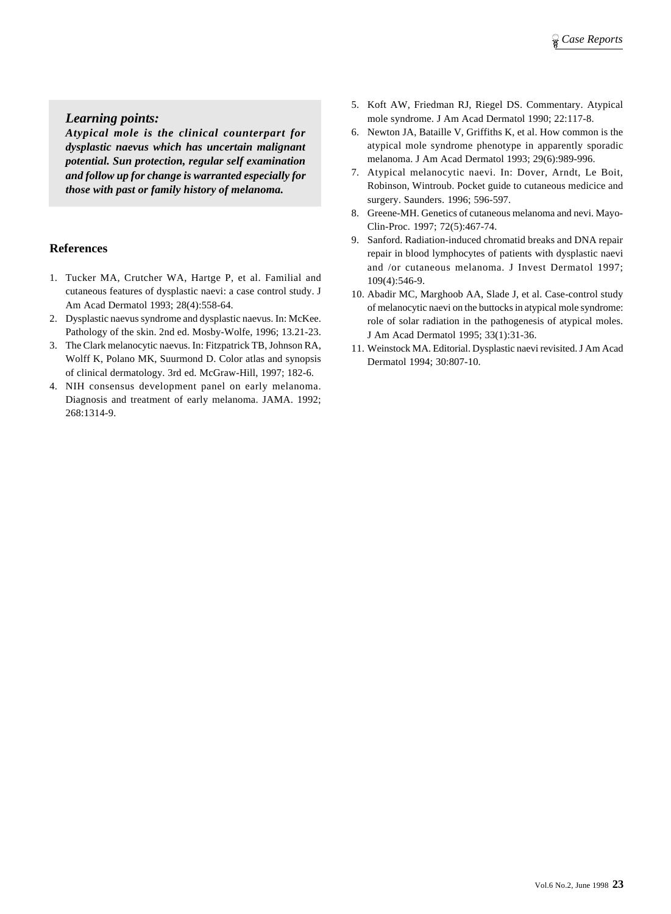### *Learning points:*

***Atypical mole is the clinical counterpart for dysplastic naevus which has uncertain malignant potential. Sun protection, regular self examination and follow up for change is warranted especially for those with past or family history of melanoma.***

## References

1. Tucker MA, Crutcher WA, Hartge P, et al. Familial and cutaneous features of dysplastic naevi: a case control study. J Am Acad Dermatol 1993; 28(4):558-64.
2. Dysplastic naevus syndrome and dysplastic naevus. In: McKee. Pathology of the skin. 2nd ed. Mosby-Wolfe, 1996; 13.21-23.
3. The Clark melanocytic naevus. In: Fitzpatrick TB, Johnson RA, Wolff K, Polano MK, Suurmond D. Color atlas and synopsis of clinical dermatology. 3rd ed. McGraw-Hill, 1997; 182-6.
4. NIH consensus development panel on early melanoma. Diagnosis and treatment of early melanoma. JAMA. 1992; 268:1314-9.
5. Koft AW, Friedman RJ, Riegel DS. Commentary. Atypical mole syndrome. J Am Acad Dermatol 1990; 22:117-8.
6. Newton JA, Bataille V, Griffiths K, et al. How common is the atypical mole syndrome phenotype in apparently sporadic melanoma. J Am Acad Dermatol 1993; 29(6):989-996.
7. Atypical melanocytic naevi. In: Dover, Arndt, Le Boit, Robinson, Wintroub. Pocket guide to cutaneous medicice and surgery. Saunders. 1996; 596-597.
8. Greene-MH. Genetics of cutaneous melanoma and nevi. Mayo-Clin-Proc. 1997; 72(5):467-74.
9. Sanford. Radiation-induced chromatid breaks and DNA repair repair in blood lymphocytes of patients with dysplastic naevi and /or cutaneous melanoma. J Invest Dermatol 1997; 109(4):546-9.
10. Abadir MC, Marghoob AA, Slade J, et al. Case-control study of melanocytic naevi on the buttocks in atypical mole syndrome: role of solar radiation in the pathogenesis of atypical moles. J Am Acad Dermatol 1995; 33(1):31-36.
11. Weinstock MA. Editorial. Dysplastic naevi revisited. J Am Acad Dermatol 1994; 30:807-10.